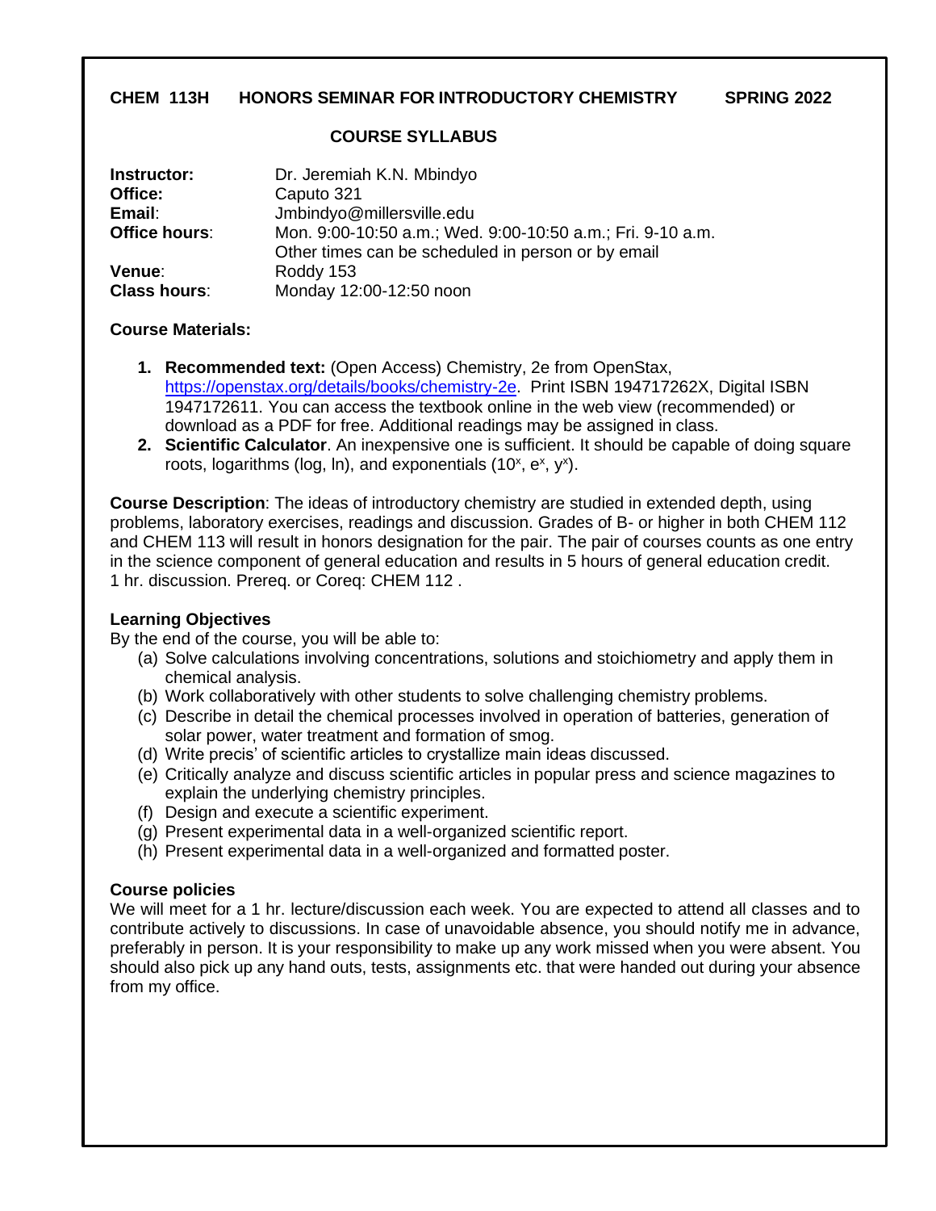**CHEM 113H HONORS SEMINAR FOR INTRODUCTORY CHEMISTRY SPRING 2022**

## COURSE SYLLABUS

| | |
|---|---|
| **Instructor:** | Dr. Jeremiah K.N. Mbindyo |
| **Office:** | Caputo 321 |
| **Email**: | Jmbindyo@millersville.edu |
| **Office hours**: | Mon. 9:00-10:50 a.m.; Wed. 9:00-10:50 a.m.; Fri. 9-10 a.m. Other times can be scheduled in person or by email |
| **Venue**: | Roddy 153 |
| **Class hours**: | Monday 12:00-12:50 noon |

**Course Materials:**

1. **Recommended text:** (Open Access) Chemistry, 2e from OpenStax, https://openstax.org/details/books/chemistry-2e. Print ISBN 194717262X, Digital ISBN 1947172611. You can access the textbook online in the web view (recommended) or download as a PDF for free. Additional readings may be assigned in class.
2. **Scientific Calculator**. An inexpensive one is sufficient. It should be capable of doing square roots, logarithms (log, ln), and exponentials ($10^x$, $e^x$, $y^x$).

**Course Description**: The ideas of introductory chemistry are studied in extended depth, using problems, laboratory exercises, readings and discussion. Grades of B- or higher in both CHEM 112 and CHEM 113 will result in honors designation for the pair. The pair of courses counts as one entry in the science component of general education and results in 5 hours of general education credit. 1 hr. discussion. Prereq. or Coreq: CHEM 112 .

**Learning Objectives**

By the end of the course, you will be able to:

(a) Solve calculations involving concentrations, solutions and stoichiometry and apply them in chemical analysis.
(b) Work collaboratively with other students to solve challenging chemistry problems.
(c) Describe in detail the chemical processes involved in operation of batteries, generation of solar power, water treatment and formation of smog.
(d) Write precis' of scientific articles to crystallize main ideas discussed.
(e) Critically analyze and discuss scientific articles in popular press and science magazines to explain the underlying chemistry principles.
(f) Design and execute a scientific experiment.
(g) Present experimental data in a well-organized scientific report.
(h) Present experimental data in a well-organized and formatted poster.

**Course policies**

We will meet for a 1 hr. lecture/discussion each week. You are expected to attend all classes and to contribute actively to discussions. In case of unavoidable absence, you should notify me in advance, preferably in person. It is your responsibility to make up any work missed when you were absent. You should also pick up any hand outs, tests, assignments etc. that were handed out during your absence from my office.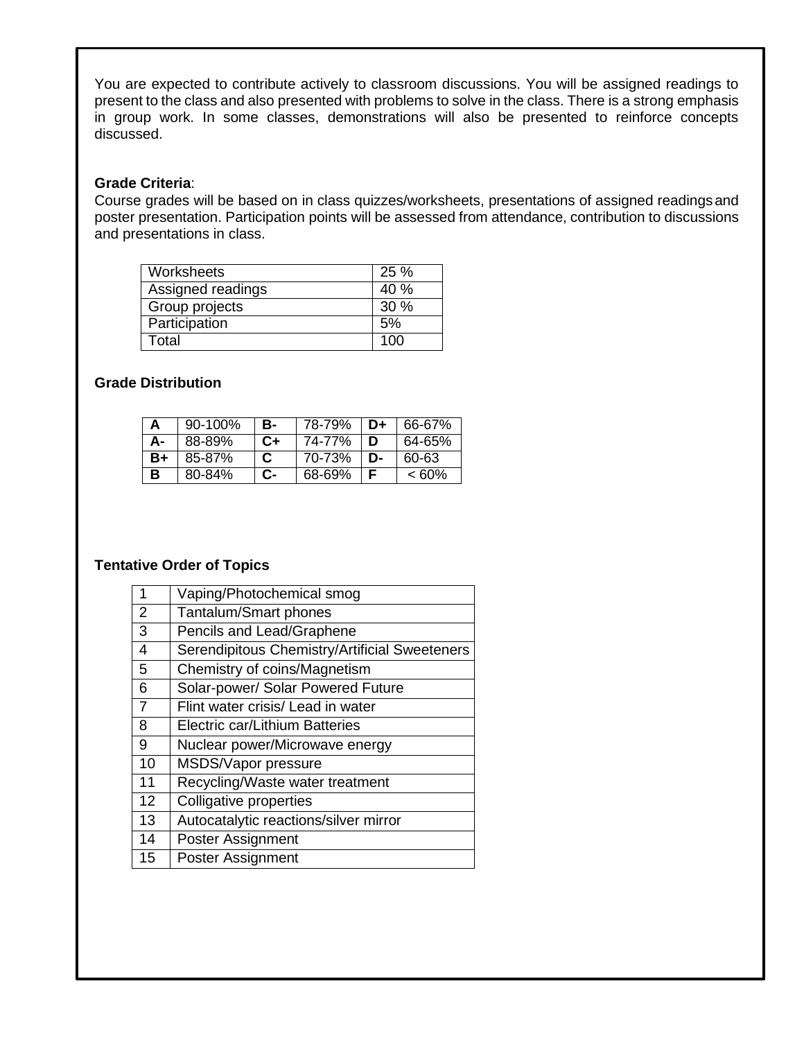You are expected to contribute actively to classroom discussions. You will be assigned readings to present to the class and also presented with problems to solve in the class. There is a strong emphasis in group work. In some classes, demonstrations will also be presented to reinforce concepts discussed.

**Grade Criteria**:
Course grades will be based on in class quizzes/worksheets, presentations of assigned readings and poster presentation. Participation points will be assessed from attendance, contribution to discussions and presentations in class.

| | |
|---|---|
| Worksheets | 25 % |
| Assigned readings | 40 % |
| Group projects | 30 % |
| Participation | 5% |
| Total | 100 |

**Grade Distribution**

| | | | | | |
|---|---|---|---|---|---|
| **A** | 90-100% | **B-** | 78-79% | **D+** | 66-67% |
| **A-** | 88-89% | **C+** | 74-77% | **D** | 64-65% |
| **B+** | 85-87% | **C** | 70-73% | **D-** | 60-63 |
| **B** | 80-84% | **C-** | 68-69% | **F** | < 60% |

**Tentative Order of Topics**

| | |
|---|---|
| 1 | Vaping/Photochemical smog |
| 2 | Tantalum/Smart phones |
| 3 | Pencils and Lead/Graphene |
| 4 | Serendipitous Chemistry/Artificial Sweeteners |
| 5 | Chemistry of coins/Magnetism |
| 6 | Solar-power/ Solar Powered Future |
| 7 | Flint water crisis/ Lead in water |
| 8 | Electric car/Lithium Batteries |
| 9 | Nuclear power/Microwave energy |
| 10 | MSDS/Vapor pressure |
| 11 | Recycling/Waste water treatment |
| 12 | Colligative properties |
| 13 | Autocatalytic reactions/silver mirror |
| 14 | Poster Assignment |
| 15 | Poster Assignment |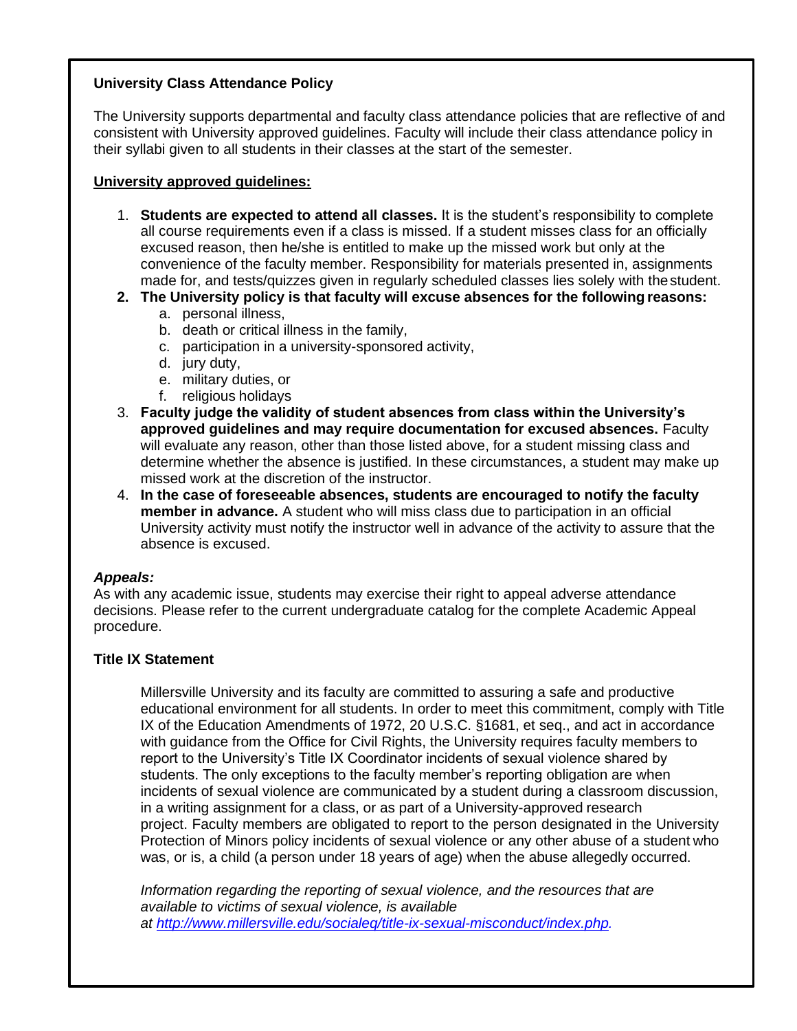**University Class Attendance Policy**

The University supports departmental and faculty class attendance policies that are reflective of and consistent with University approved guidelines. Faculty will include their class attendance policy in their syllabi given to all students in their classes at the start of the semester.

**University approved guidelines:**

1. **Students are expected to attend all classes.** It is the student's responsibility to complete all course requirements even if a class is missed. If a student misses class for an officially excused reason, then he/she is entitled to make up the missed work but only at the convenience of the faculty member. Responsibility for materials presented in, assignments made for, and tests/quizzes given in regularly scheduled classes lies solely with the student.
2. **The University policy is that faculty will excuse absences for the following reasons:**
   a. personal illness,
   b. death or critical illness in the family,
   c. participation in a university-sponsored activity,
   d. jury duty,
   e. military duties, or
   f. religious holidays
3. **Faculty judge the validity of student absences from class within the University's approved guidelines and may require documentation for excused absences.** Faculty will evaluate any reason, other than those listed above, for a student missing class and determine whether the absence is justified. In these circumstances, a student may make up missed work at the discretion of the instructor.
4. **In the case of foreseeable absences, students are encouraged to notify the faculty member in advance.** A student who will miss class due to participation in an official University activity must notify the instructor well in advance of the activity to assure that the absence is excused.

***Appeals:***
As with any academic issue, students may exercise their right to appeal adverse attendance decisions. Please refer to the current undergraduate catalog for the complete Academic Appeal procedure.

**Title IX Statement**

Millersville University and its faculty are committed to assuring a safe and productive educational environment for all students. In order to meet this commitment, comply with Title IX of the Education Amendments of 1972, 20 U.S.C. §1681, et seq., and act in accordance with guidance from the Office for Civil Rights, the University requires faculty members to report to the University's Title IX Coordinator incidents of sexual violence shared by students. The only exceptions to the faculty member's reporting obligation are when incidents of sexual violence are communicated by a student during a classroom discussion, in a writing assignment for a class, or as part of a University-approved research project. Faculty members are obligated to report to the person designated in the University Protection of Minors policy incidents of sexual violence or any other abuse of a student who was, or is, a child (a person under 18 years of age) when the abuse allegedly occurred.

*Information regarding the reporting of sexual violence, and the resources that are available to victims of sexual violence, is available at [http://www.millersville.edu/socialeq/title-ix-sexual-misconduct/index.php](http://www.millersville.edu/socialeq/title-ix-sexual-misconduct/index.php).*